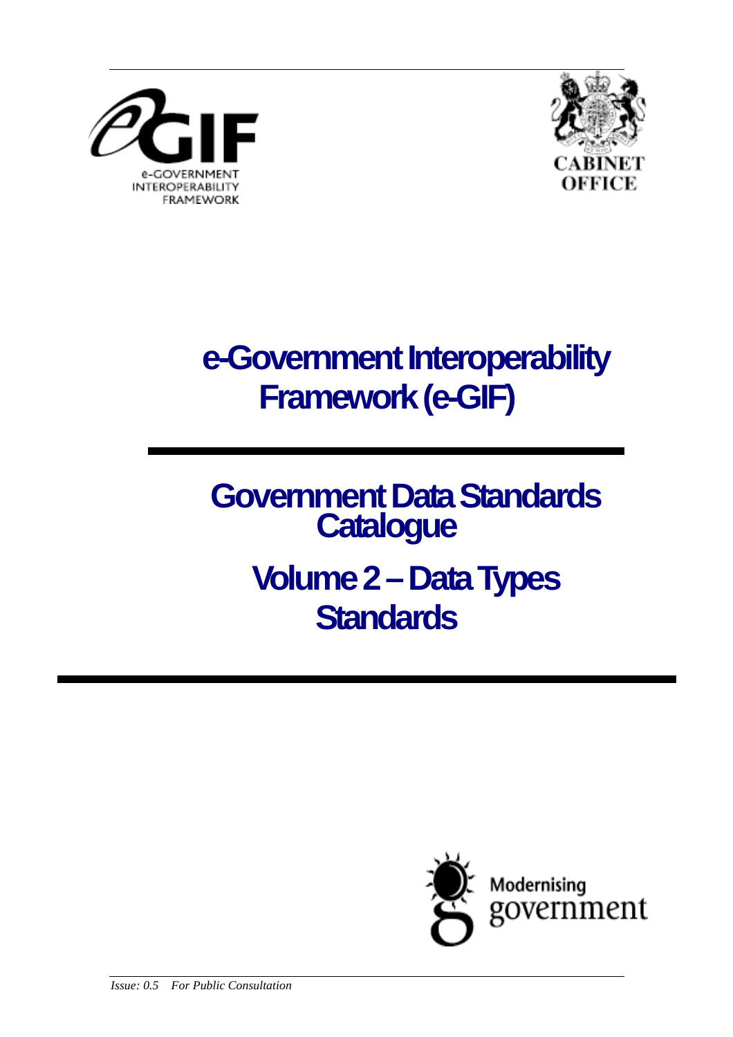# e-Government Interoperability Framework (e-GIF)

## Government Data Standards Catalogue

## Volume 2 – Data Types Standards

*Issue: 0.5 For Public Consultation*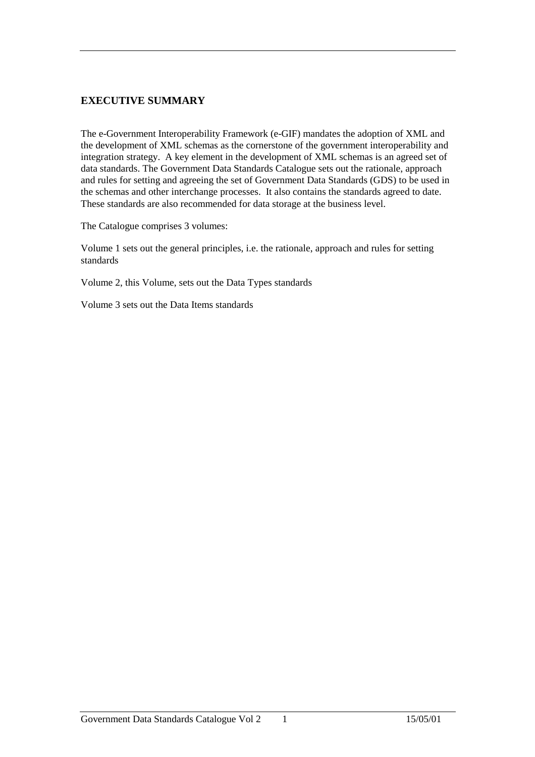## EXECUTIVE SUMMARY

The e-Government Interoperability Framework (e-GIF) mandates the adoption of XML and the development of XML schemas as the cornerstone of the government interoperability and integration strategy. A key element in the development of XML schemas is an agreed set of data standards. The Government Data Standards Catalogue sets out the rationale, approach and rules for setting and agreeing the set of Government Data Standards (GDS) to be used in the schemas and other interchange processes. It also contains the standards agreed to date. These standards are also recommended for data storage at the business level.

The Catalogue comprises 3 volumes:

Volume 1 sets out the general principles, i.e. the rationale, approach and rules for setting standards

Volume 2, this Volume, sets out the Data Types standards

Volume 3 sets out the Data Items standards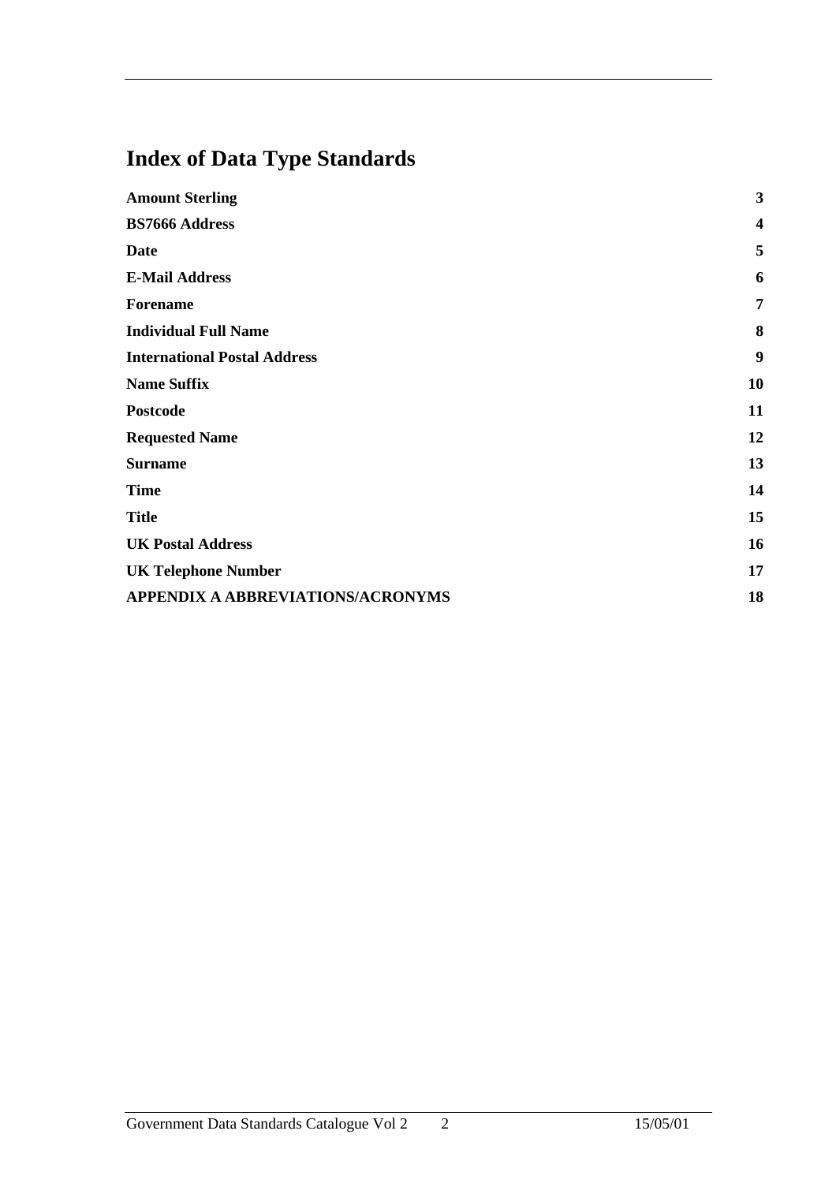# Index of Data Type Standards

| | |
|---|---|
| **Amount Sterling** | **3** |
| **BS7666 Address** | **4** |
| **Date** | **5** |
| **E-Mail Address** | **6** |
| **Forename** | **7** |
| **Individual Full Name** | **8** |
| **International Postal Address** | **9** |
| **Name Suffix** | **10** |
| **Postcode** | **11** |
| **Requested Name** | **12** |
| **Surname** | **13** |
| **Time** | **14** |
| **Title** | **15** |
| **UK Postal Address** | **16** |
| **UK Telephone Number** | **17** |
| **APPENDIX A ABBREVIATIONS/ACRONYMS** | **18** |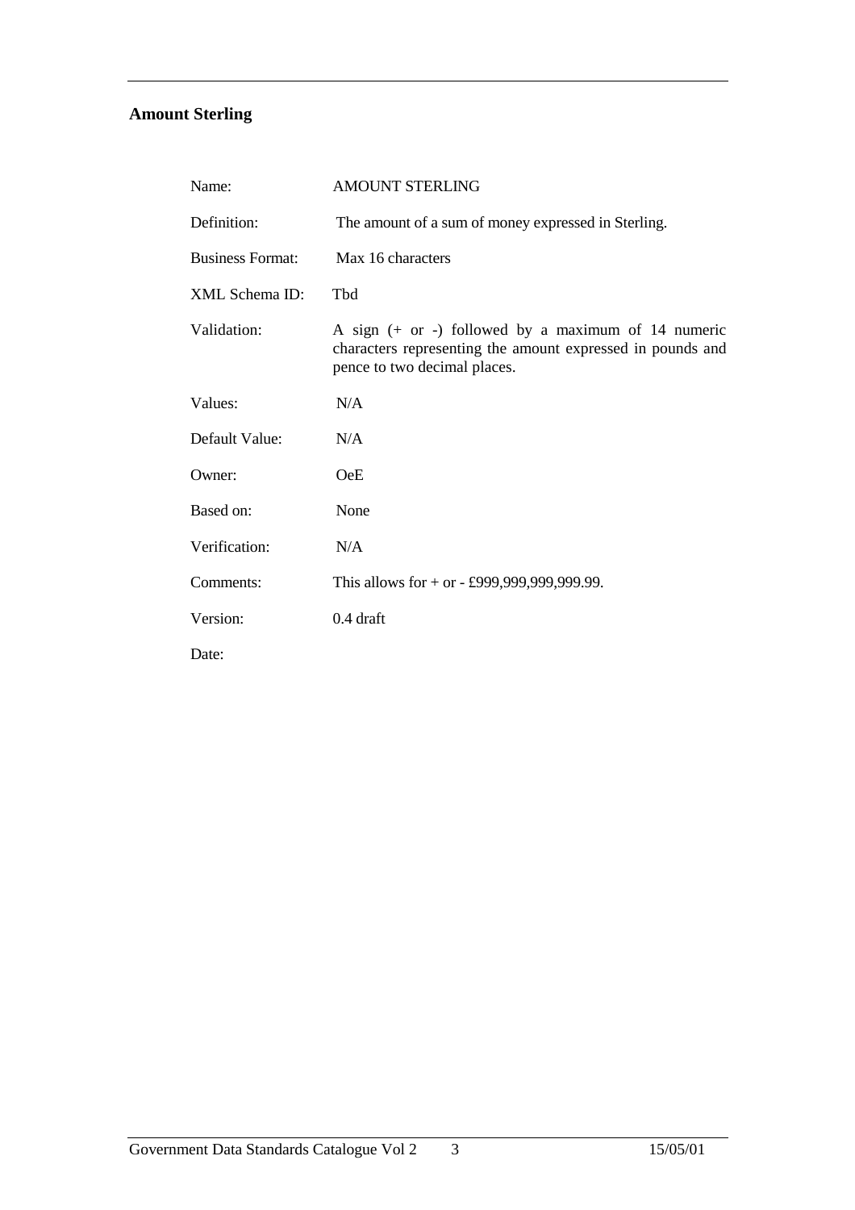## Amount Sterling

| | |
|---|---|
| Name: | AMOUNT STERLING |
| Definition: | The amount of a sum of money expressed in Sterling. |
| Business Format: | Max 16 characters |
| XML Schema ID: | Tbd |
| Validation: | A sign (+ or -) followed by a maximum of 14 numeric characters representing the amount expressed in pounds and pence to two decimal places. |
| Values: | N/A |
| Default Value: | N/A |
| Owner: | OeE |
| Based on: | None |
| Verification: | N/A |
| Comments: | This allows for + or - £999,999,999,999.99. |
| Version: | 0.4 draft |
| Date: | |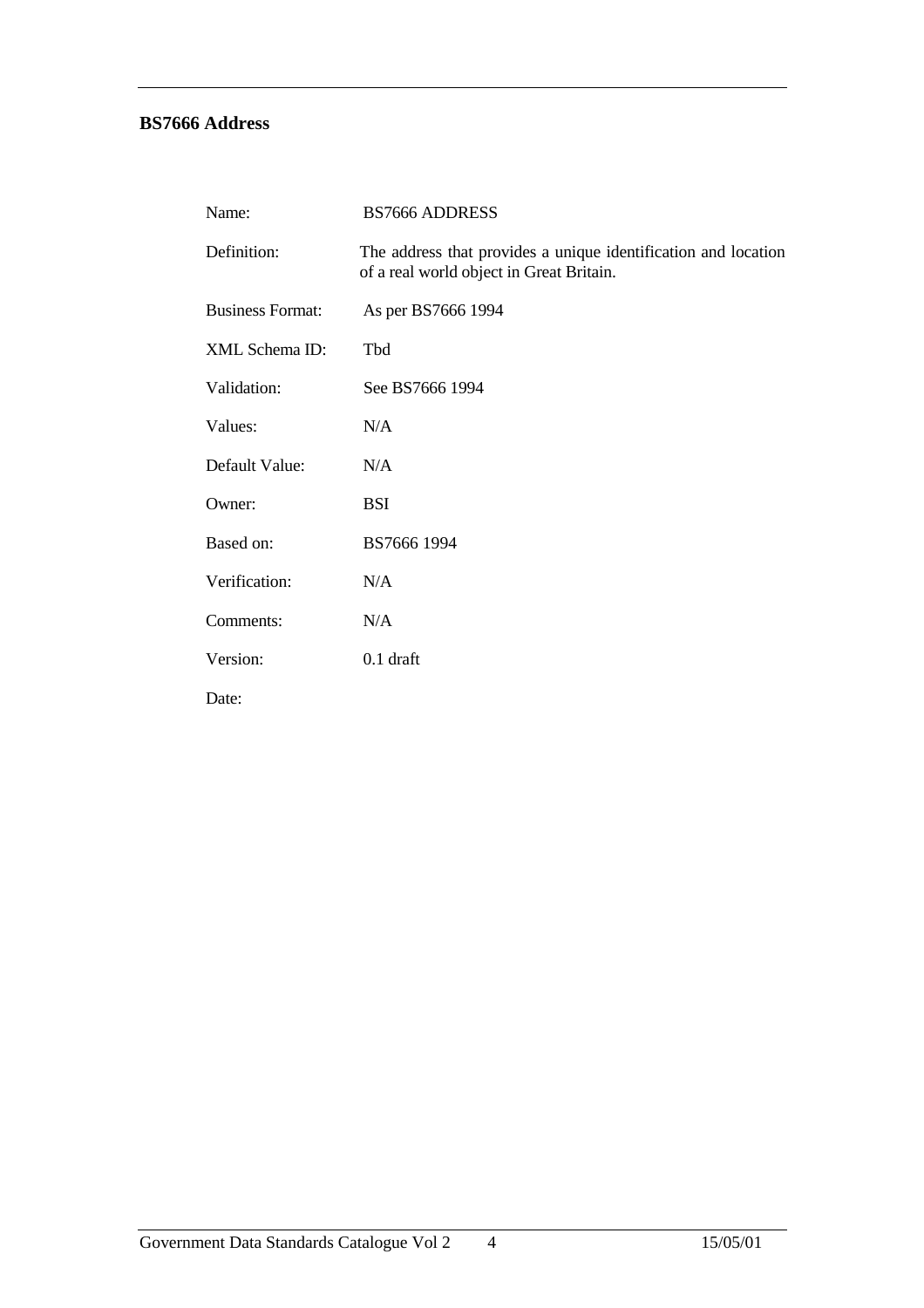## BS7666 Address

| | |
|---|---|
| Name: | BS7666 ADDRESS |
| Definition: | The address that provides a unique identification and location of a real world object in Great Britain. |
| Business Format: | As per BS7666 1994 |
| XML Schema ID: | Tbd |
| Validation: | See BS7666 1994 |
| Values: | N/A |
| Default Value: | N/A |
| Owner: | BSI |
| Based on: | BS7666 1994 |
| Verification: | N/A |
| Comments: | N/A |
| Version: | 0.1 draft |
| Date: | |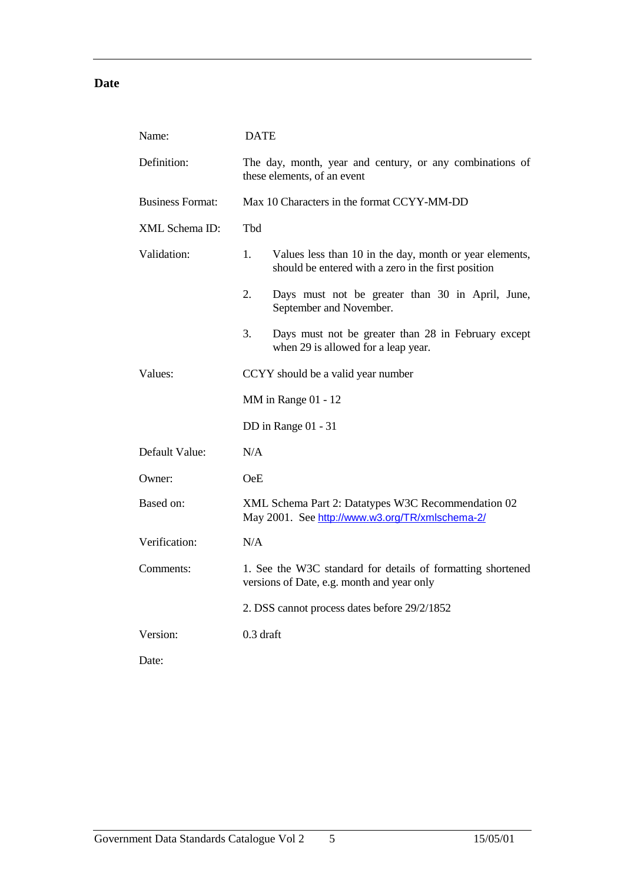## Date

| | |
|---|---|
| Name: | DATE |
| Definition: | The day, month, year and century, or any combinations of these elements, of an event |
| Business Format: | Max 10 Characters in the format CCYY-MM-DD |
| XML Schema ID: | Tbd |
| Validation: | 1. Values less than 10 in the day, month or year elements, should be entered with a zero in the first position<br><br>2. Days must not be greater than 30 in April, June, September and November.<br><br>3. Days must not be greater than 28 in February except when 29 is allowed for a leap year. |
| Values: | CCYY should be a valid year number<br><br>MM in Range 01 - 12<br><br>DD in Range 01 - 31 |
| Default Value: | N/A |
| Owner: | OeE |
| Based on: | XML Schema Part 2: Datatypes W3C Recommendation 02 May 2001. See http://www.w3.org/TR/xmlschema-2/ |
| Verification: | N/A |
| Comments: | 1. See the W3C standard for details of formatting shortened versions of Date, e.g. month and year only<br><br>2. DSS cannot process dates before 29/2/1852 |
| Version: | 0.3 draft |
| Date: | |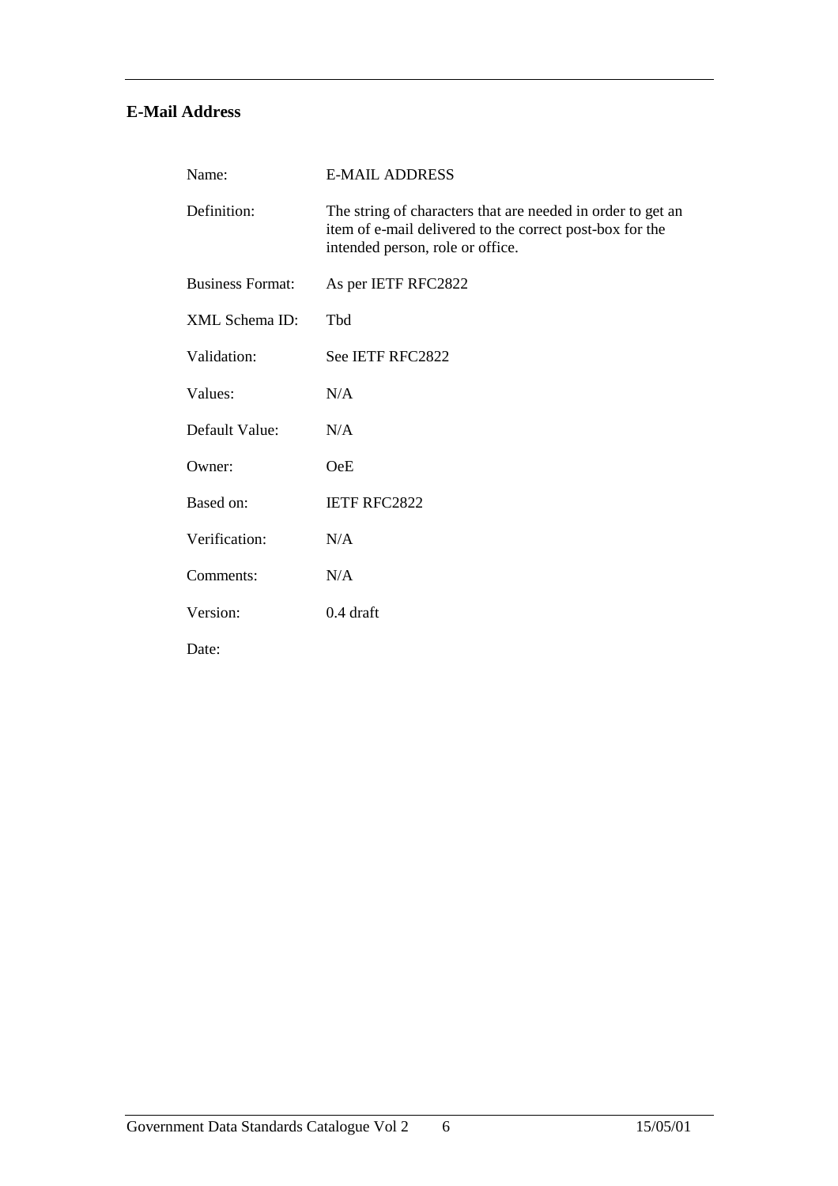## E-Mail Address

| | |
|---|---|
| Name: | E-MAIL ADDRESS |
| Definition: | The string of characters that are needed in order to get an item of e-mail delivered to the correct post-box for the intended person, role or office. |
| Business Format: | As per IETF RFC2822 |
| XML Schema ID: | Tbd |
| Validation: | See IETF RFC2822 |
| Values: | N/A |
| Default Value: | N/A |
| Owner: | OeE |
| Based on: | IETF RFC2822 |
| Verification: | N/A |
| Comments: | N/A |
| Version: | 0.4 draft |
| Date: | |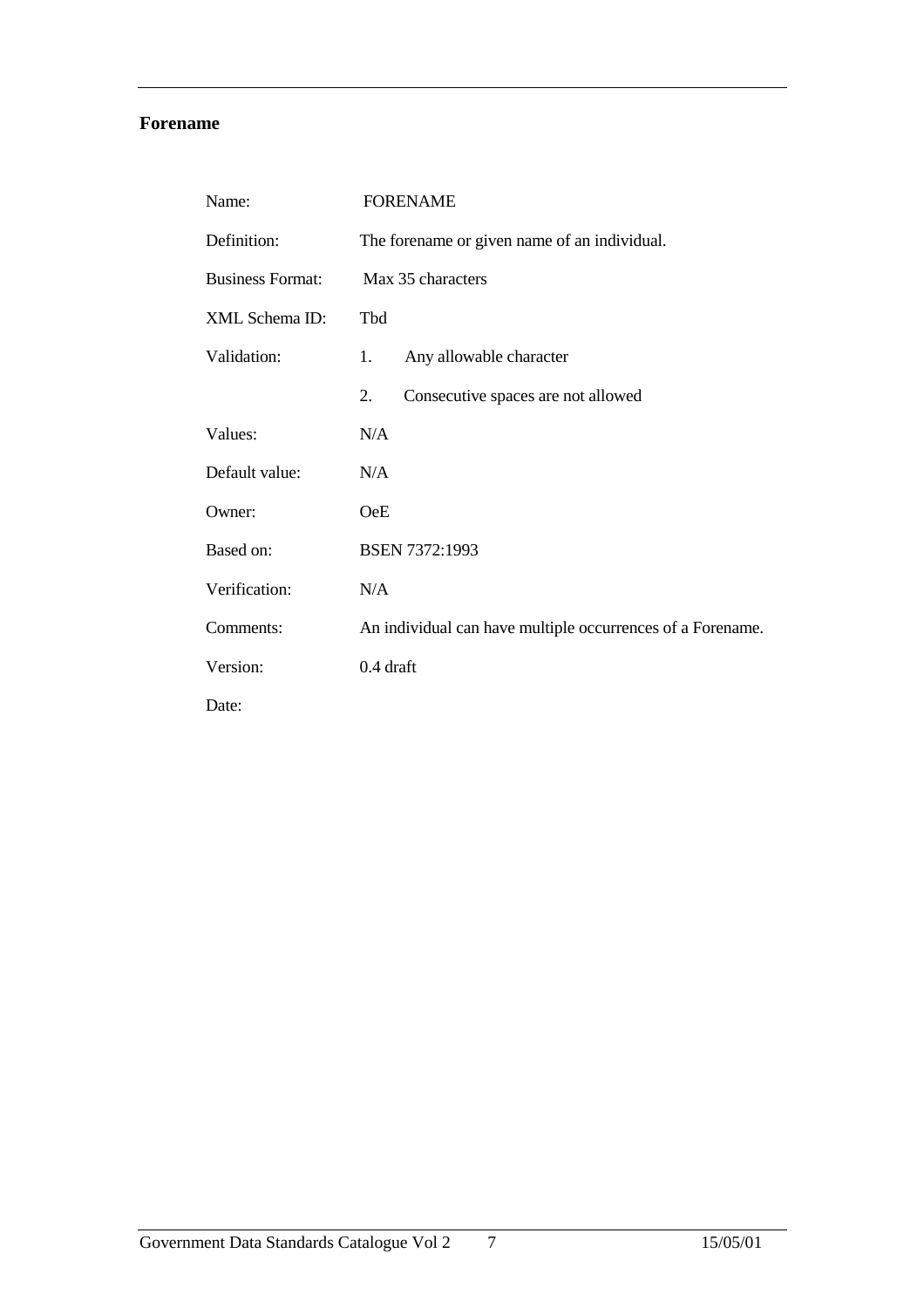## Forename

| | |
|---|---|
| Name: | FORENAME |
| Definition: | The forename or given name of an individual. |
| Business Format: | Max 35 characters |
| XML Schema ID: | Tbd |
| Validation: | 1. Any allowable character |
| | 2. Consecutive spaces are not allowed |
| Values: | N/A |
| Default value: | N/A |
| Owner: | OeE |
| Based on: | BSEN 7372:1993 |
| Verification: | N/A |
| Comments: | An individual can have multiple occurrences of a Forename. |
| Version: | 0.4 draft |
| Date: | |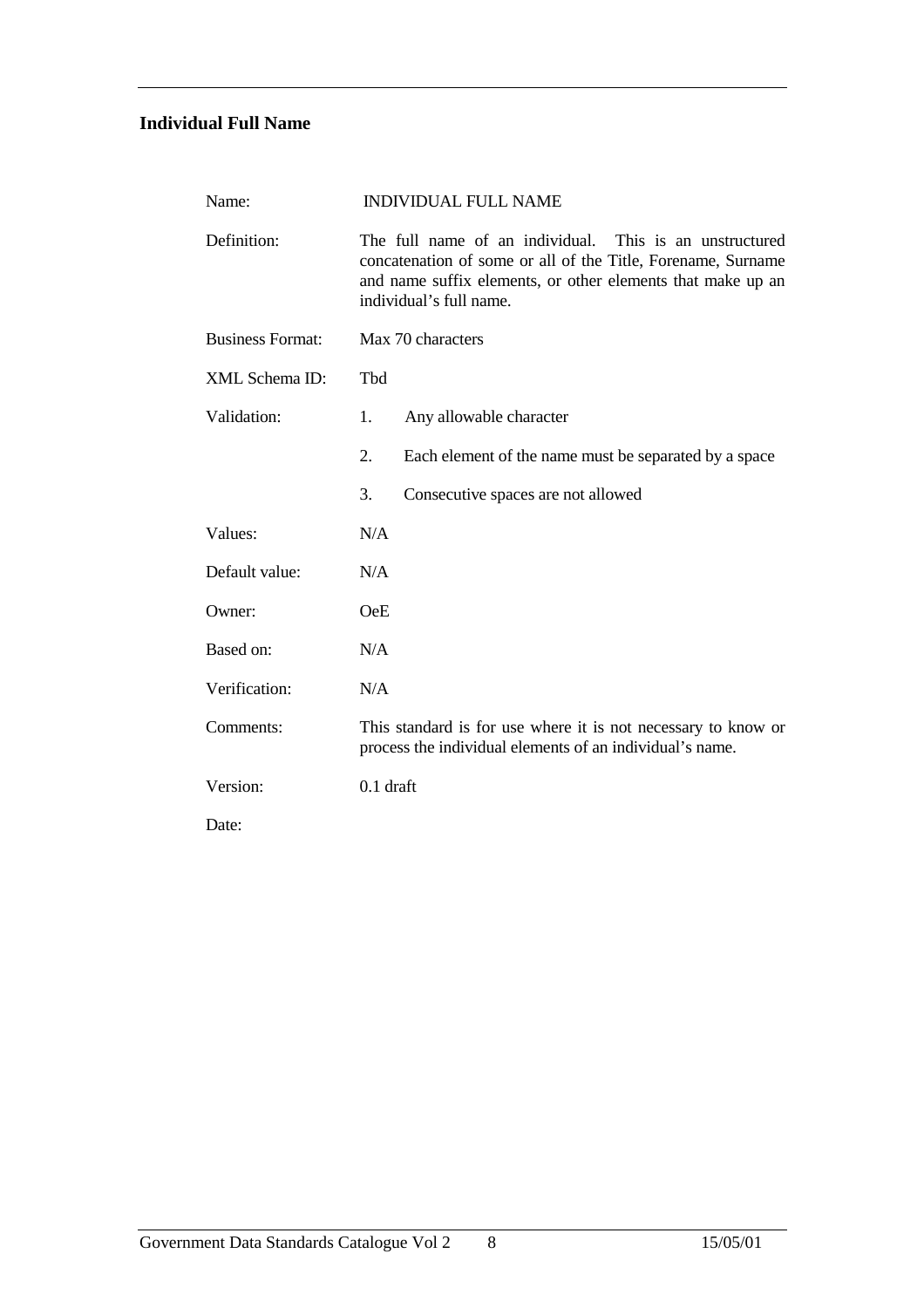## Individual Full Name

| | |
|---|---|
| Name: | INDIVIDUAL FULL NAME |
| Definition: | The full name of an individual. This is an unstructured concatenation of some or all of the Title, Forename, Surname and name suffix elements, or other elements that make up an individual's full name. |
| Business Format: | Max 70 characters |
| XML Schema ID: | Tbd |
| Validation: | 1. Any allowable character |
| | 2. Each element of the name must be separated by a space |
| | 3. Consecutive spaces are not allowed |
| Values: | N/A |
| Default value: | N/A |
| Owner: | OeE |
| Based on: | N/A |
| Verification: | N/A |
| Comments: | This standard is for use where it is not necessary to know or process the individual elements of an individual's name. |
| Version: | 0.1 draft |
| Date: | |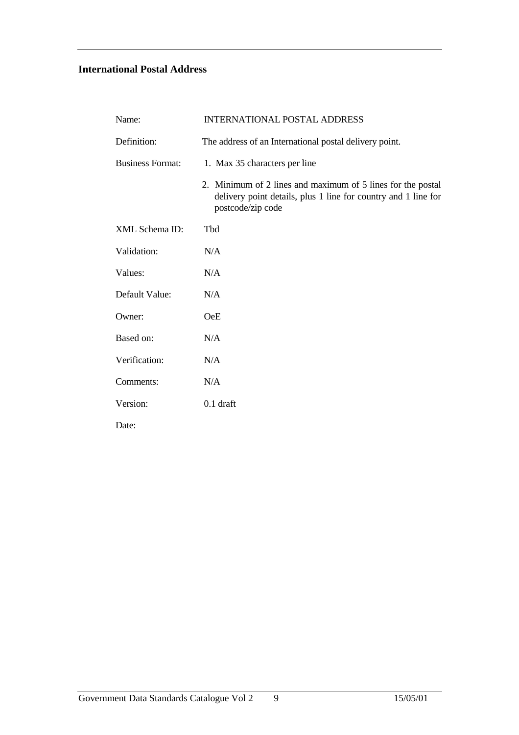## International Postal Address

| | |
|---|---|
| Name: | INTERNATIONAL POSTAL ADDRESS |
| Definition: | The address of an International postal delivery point. |
| Business Format: | 1. Max 35 characters per line |
| | 2. Minimum of 2 lines and maximum of 5 lines for the postal delivery point details, plus 1 line for country and 1 line for postcode/zip code |
| XML Schema ID: | Tbd |
| Validation: | N/A |
| Values: | N/A |
| Default Value: | N/A |
| Owner: | OeE |
| Based on: | N/A |
| Verification: | N/A |
| Comments: | N/A |
| Version: | 0.1 draft |
| Date: | |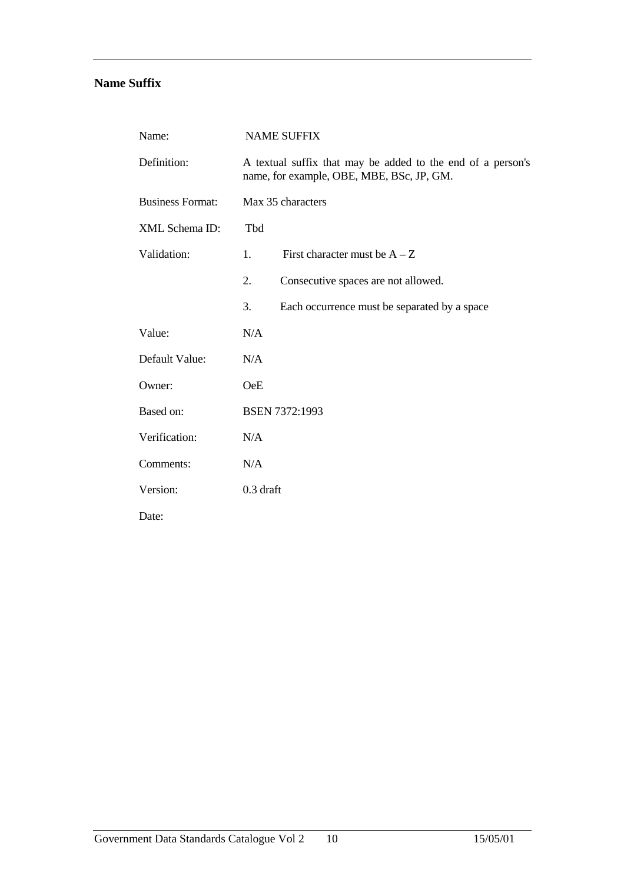## Name Suffix

| | |
|---|---|
| Name: | NAME SUFFIX |
| Definition: | A textual suffix that may be added to the end of a person's name, for example, OBE, MBE, BSc, JP, GM. |
| Business Format: | Max 35 characters |
| XML Schema ID: | Tbd |
| Validation: | 1. First character must be A – Z |
| | 2. Consecutive spaces are not allowed. |
| | 3. Each occurrence must be separated by a space |
| Value: | N/A |
| Default Value: | N/A |
| Owner: | OeE |
| Based on: | BSEN 7372:1993 |
| Verification: | N/A |
| Comments: | N/A |
| Version: | 0.3 draft |
| Date: | |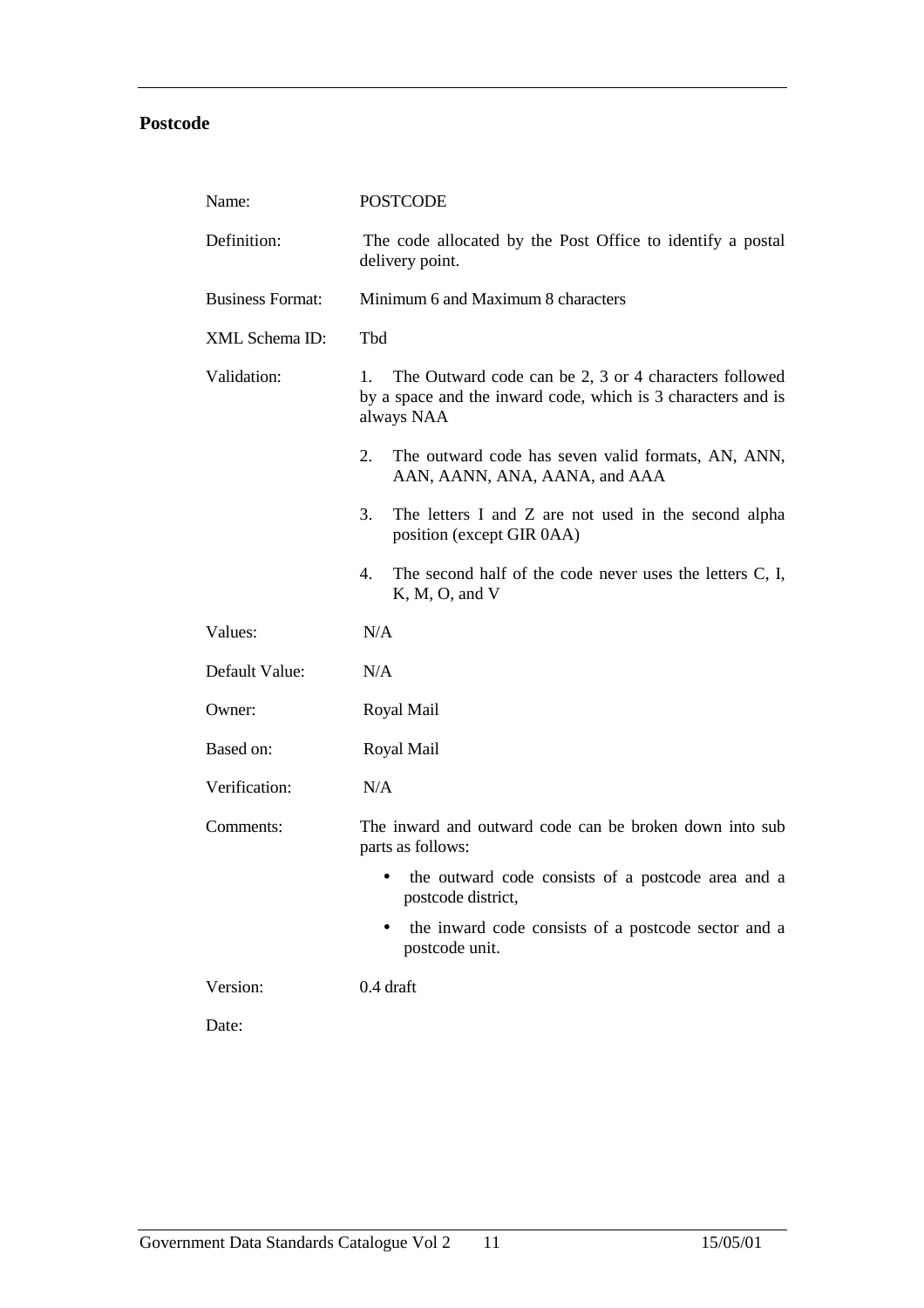## Postcode

| | |
|---|---|
| Name: | POSTCODE |
| Definition: | The code allocated by the Post Office to identify a postal delivery point. |
| Business Format: | Minimum 6 and Maximum 8 characters |
| XML Schema ID: | Tbd |
| Validation: | 1. The Outward code can be 2, 3 or 4 characters followed by a space and the inward code, which is 3 characters and is always NAA<br>2. The outward code has seven valid formats, AN, ANN, AAN, AANN, ANA, AANA, and AAA<br>3. The letters I and Z are not used in the second alpha position (except GIR 0AA)<br>4. The second half of the code never uses the letters C, I, K, M, O, and V |
| Values: | N/A |
| Default Value: | N/A |
| Owner: | Royal Mail |
| Based on: | Royal Mail |
| Verification: | N/A |
| Comments: | The inward and outward code can be broken down into sub parts as follows:<br>• the outward code consists of a postcode area and a postcode district,<br>• the inward code consists of a postcode sector and a postcode unit. |
| Version: | 0.4 draft |
| Date: | |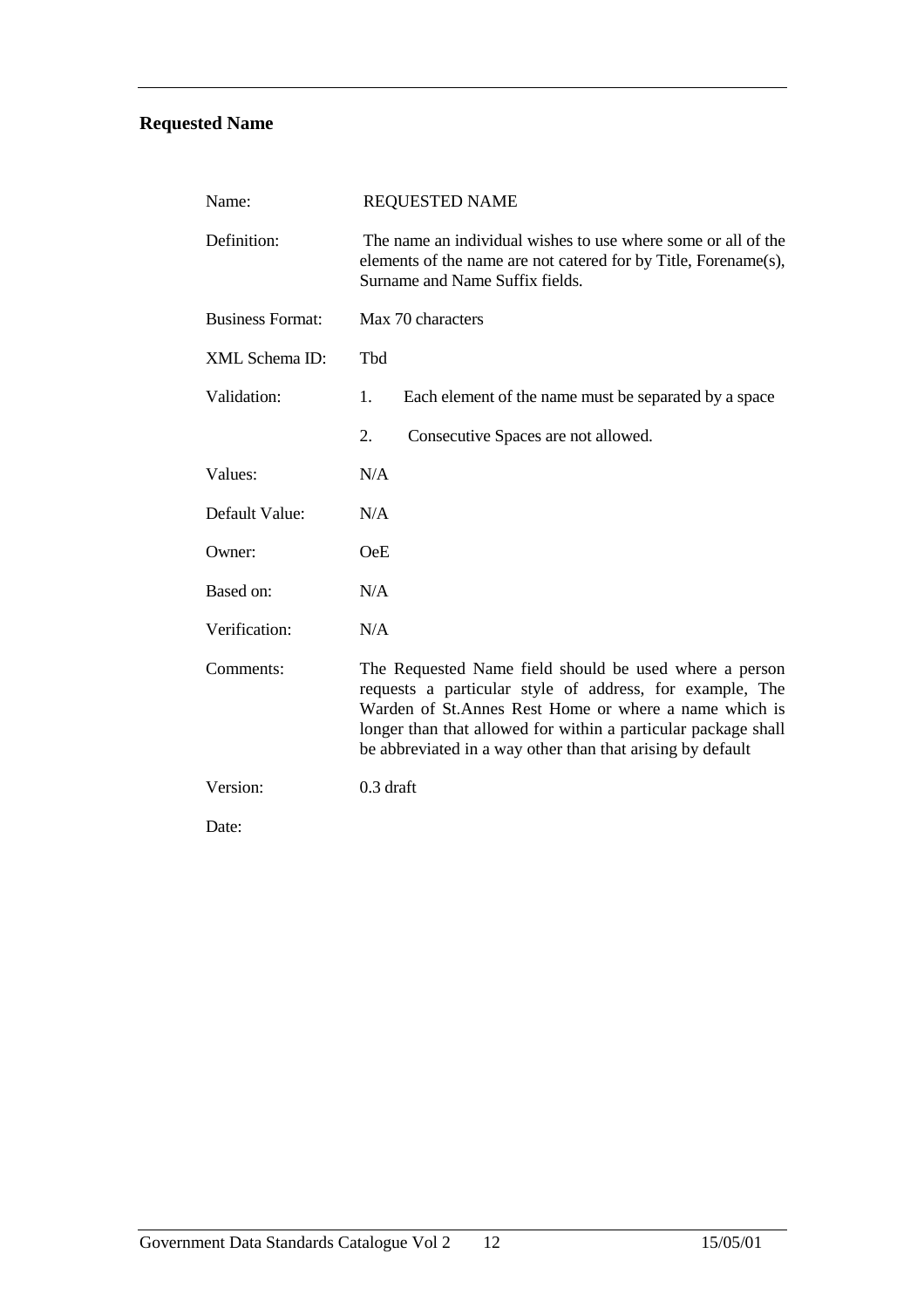## Requested Name

| | |
|---|---|
| Name: | REQUESTED NAME |
| Definition: | The name an individual wishes to use where some or all of the elements of the name are not catered for by Title, Forename(s), Surname and Name Suffix fields. |
| Business Format: | Max 70 characters |
| XML Schema ID: | Tbd |
| Validation: | 1. Each element of the name must be separated by a space |
| | 2. Consecutive Spaces are not allowed. |
| Values: | N/A |
| Default Value: | N/A |
| Owner: | OeE |
| Based on: | N/A |
| Verification: | N/A |
| Comments: | The Requested Name field should be used where a person requests a particular style of address, for example, The Warden of St.Annes Rest Home or where a name which is longer than that allowed for within a particular package shall be abbreviated in a way other than that arising by default |
| Version: | 0.3 draft |
| Date: | |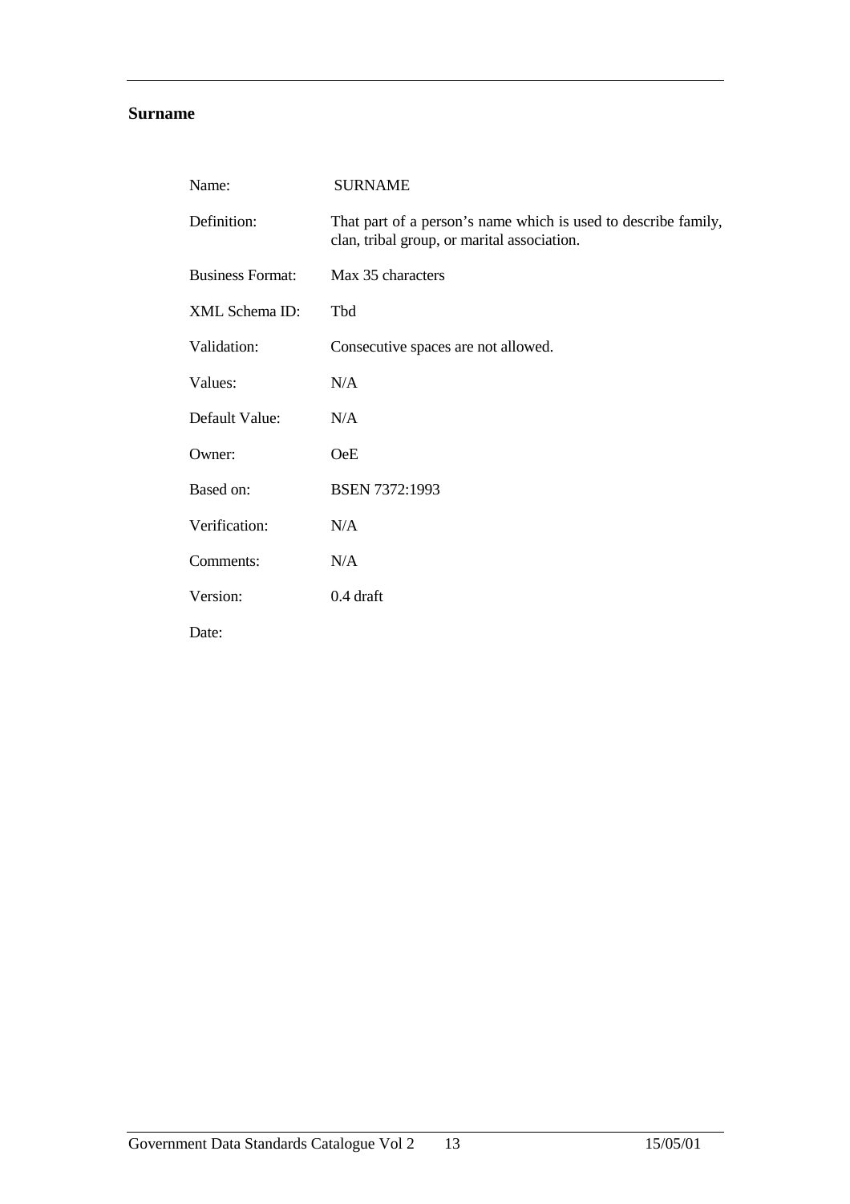## Surname

| | |
|---|---|
| Name: | SURNAME |
| Definition: | That part of a person's name which is used to describe family, clan, tribal group, or marital association. |
| Business Format: | Max 35 characters |
| XML Schema ID: | Tbd |
| Validation: | Consecutive spaces are not allowed. |
| Values: | N/A |
| Default Value: | N/A |
| Owner: | OeE |
| Based on: | BSEN 7372:1993 |
| Verification: | N/A |
| Comments: | N/A |
| Version: | 0.4 draft |
| Date: | |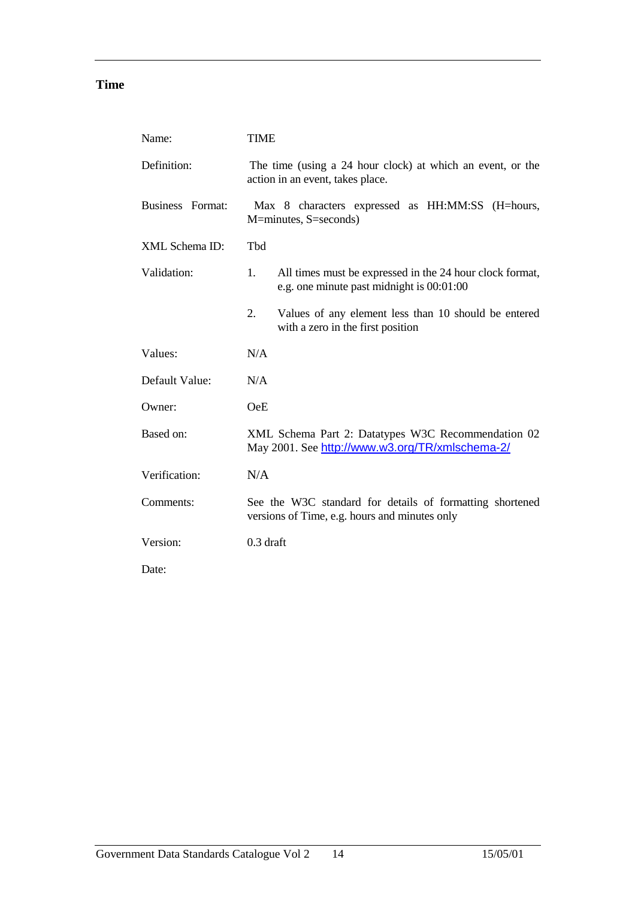## Time

| | |
|---|---|
| Name: | TIME |
| Definition: | The time (using a 24 hour clock) at which an event, or the action in an event, takes place. |
| Business Format: | Max 8 characters expressed as HH:MM:SS (H=hours, M=minutes, S=seconds) |
| XML Schema ID: | Tbd |
| Validation: | 1. All times must be expressed in the 24 hour clock format, e.g. one minute past midnight is 00:01:00<br>2. Values of any element less than 10 should be entered with a zero in the first position |
| Values: | N/A |
| Default Value: | N/A |
| Owner: | OeE |
| Based on: | XML Schema Part 2: Datatypes W3C Recommendation 02 May 2001. See http://www.w3.org/TR/xmlschema-2/ |
| Verification: | N/A |
| Comments: | See the W3C standard for details of formatting shortened versions of Time, e.g. hours and minutes only |
| Version: | 0.3 draft |
| Date: | |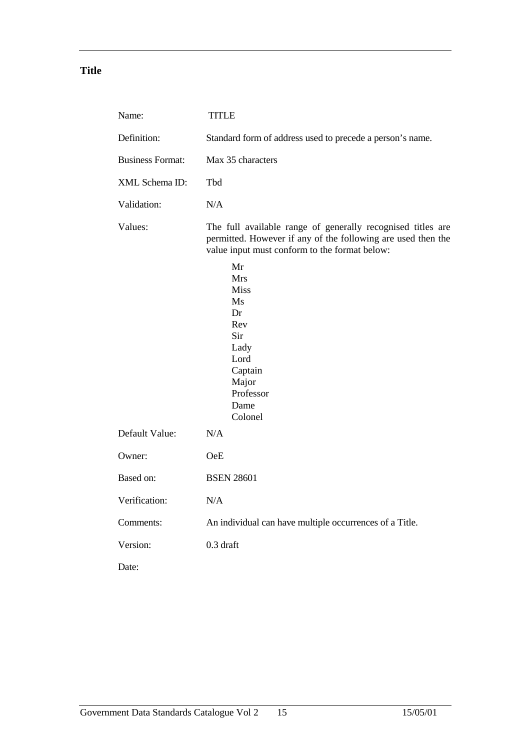## Title

| | |
|---|---|
| Name: | TITLE |
| Definition: | Standard form of address used to precede a person's name. |
| Business Format: | Max 35 characters |
| XML Schema ID: | Tbd |
| Validation: | N/A |
| Values: | The full available range of generally recognised titles are permitted. However if any of the following are used then the value input must conform to the format below:<br>Mr<br>Mrs<br>Miss<br>Ms<br>Dr<br>Rev<br>Sir<br>Lady<br>Lord<br>Captain<br>Major<br>Professor<br>Dame<br>Colonel |
| Default Value: | N/A |
| Owner: | OeE |
| Based on: | BSEN 28601 |
| Verification: | N/A |
| Comments: | An individual can have multiple occurrences of a Title. |
| Version: | 0.3 draft |
| Date: | |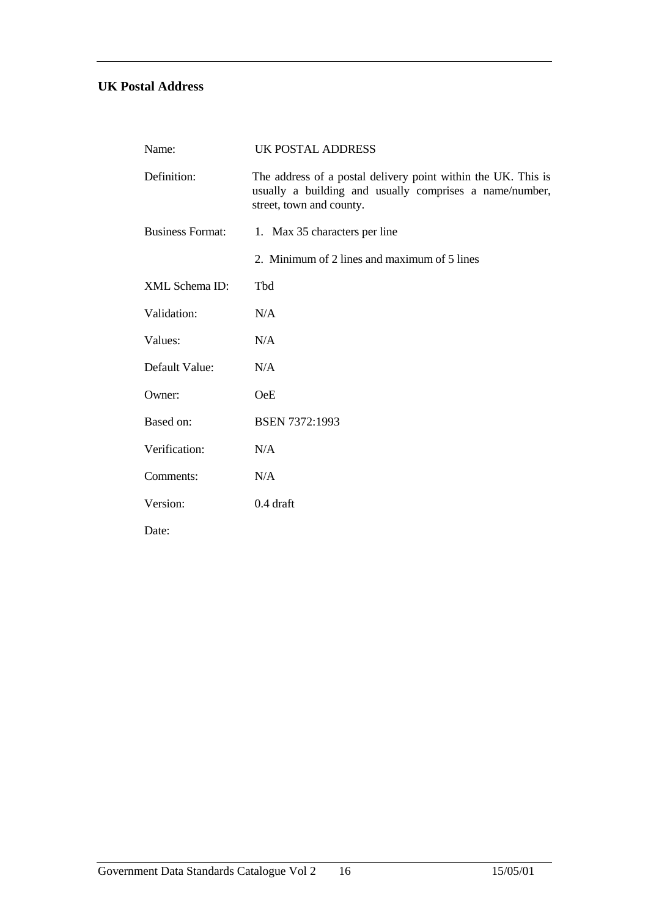## UK Postal Address

| | |
|---|---|
| Name: | UK POSTAL ADDRESS |
| Definition: | The address of a postal delivery point within the UK. This is usually a building and usually comprises a name/number, street, town and county. |
| Business Format: | 1. Max 35 characters per line |
| | 2. Minimum of 2 lines and maximum of 5 lines |
| XML Schema ID: | Tbd |
| Validation: | N/A |
| Values: | N/A |
| Default Value: | N/A |
| Owner: | OeE |
| Based on: | BSEN 7372:1993 |
| Verification: | N/A |
| Comments: | N/A |
| Version: | 0.4 draft |
| Date: | |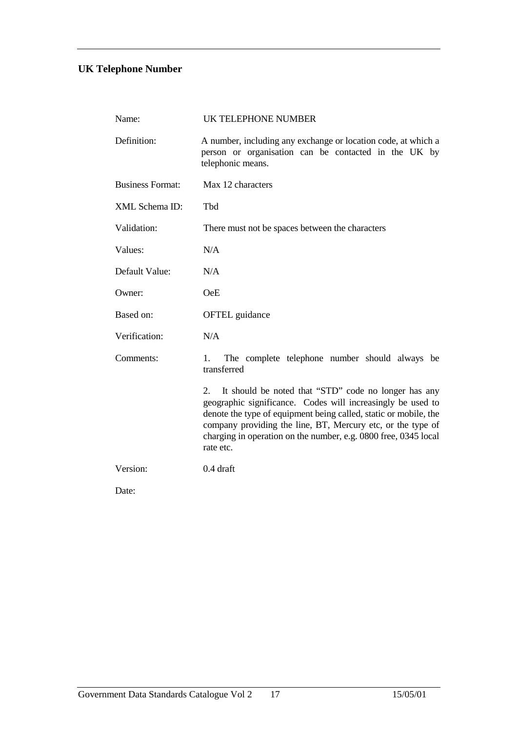## UK Telephone Number

| | |
|---|---|
| Name: | UK TELEPHONE NUMBER |
| Definition: | A number, including any exchange or location code, at which a person or organisation can be contacted in the UK by telephonic means. |
| Business Format: | Max 12 characters |
| XML Schema ID: | Tbd |
| Validation: | There must not be spaces between the characters |
| Values: | N/A |
| Default Value: | N/A |
| Owner: | OeE |
| Based on: | OFTEL guidance |
| Verification: | N/A |
| Comments: | 1. The complete telephone number should always be transferred<br><br>2. It should be noted that "STD" code no longer has any geographic significance. Codes will increasingly be used to denote the type of equipment being called, static or mobile, the company providing the line, BT, Mercury etc, or the type of charging in operation on the number, e.g. 0800 free, 0345 local rate etc. |
| Version: | 0.4 draft |
| Date: | |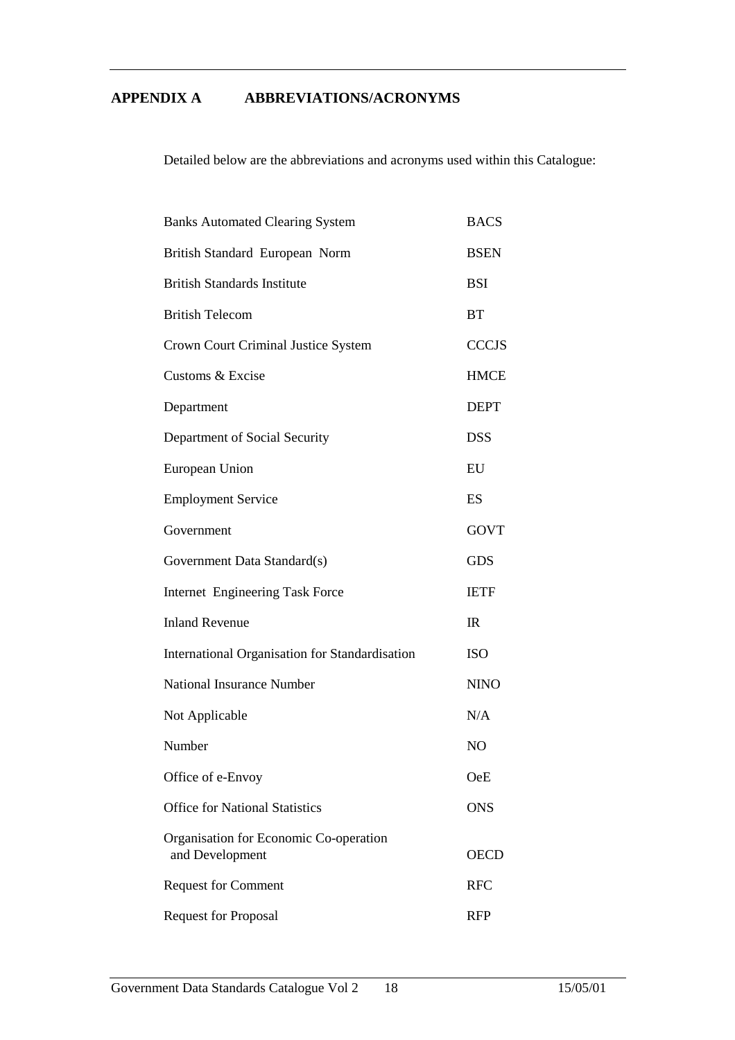## APPENDIX A ABBREVIATIONS/ACRONYMS

Detailed below are the abbreviations and acronyms used within this Catalogue:

| | |
|---|---|
| Banks Automated Clearing System | BACS |
| British Standard European Norm | BSEN |
| British Standards Institute | BSI |
| British Telecom | BT |
| Crown Court Criminal Justice System | CCCJS |
| Customs & Excise | HMCE |
| Department | DEPT |
| Department of Social Security | DSS |
| European Union | EU |
| Employment Service | ES |
| Government | GOVT |
| Government Data Standard(s) | GDS |
| Internet Engineering Task Force | IETF |
| Inland Revenue | IR |
| International Organisation for Standardisation | ISO |
| National Insurance Number | NINO |
| Not Applicable | N/A |
| Number | NO |
| Office of e-Envoy | OeE |
| Office for National Statistics | ONS |
| Organisation for Economic Co-operation and Development | OECD |
| Request for Comment | RFC |
| Request for Proposal | RFP |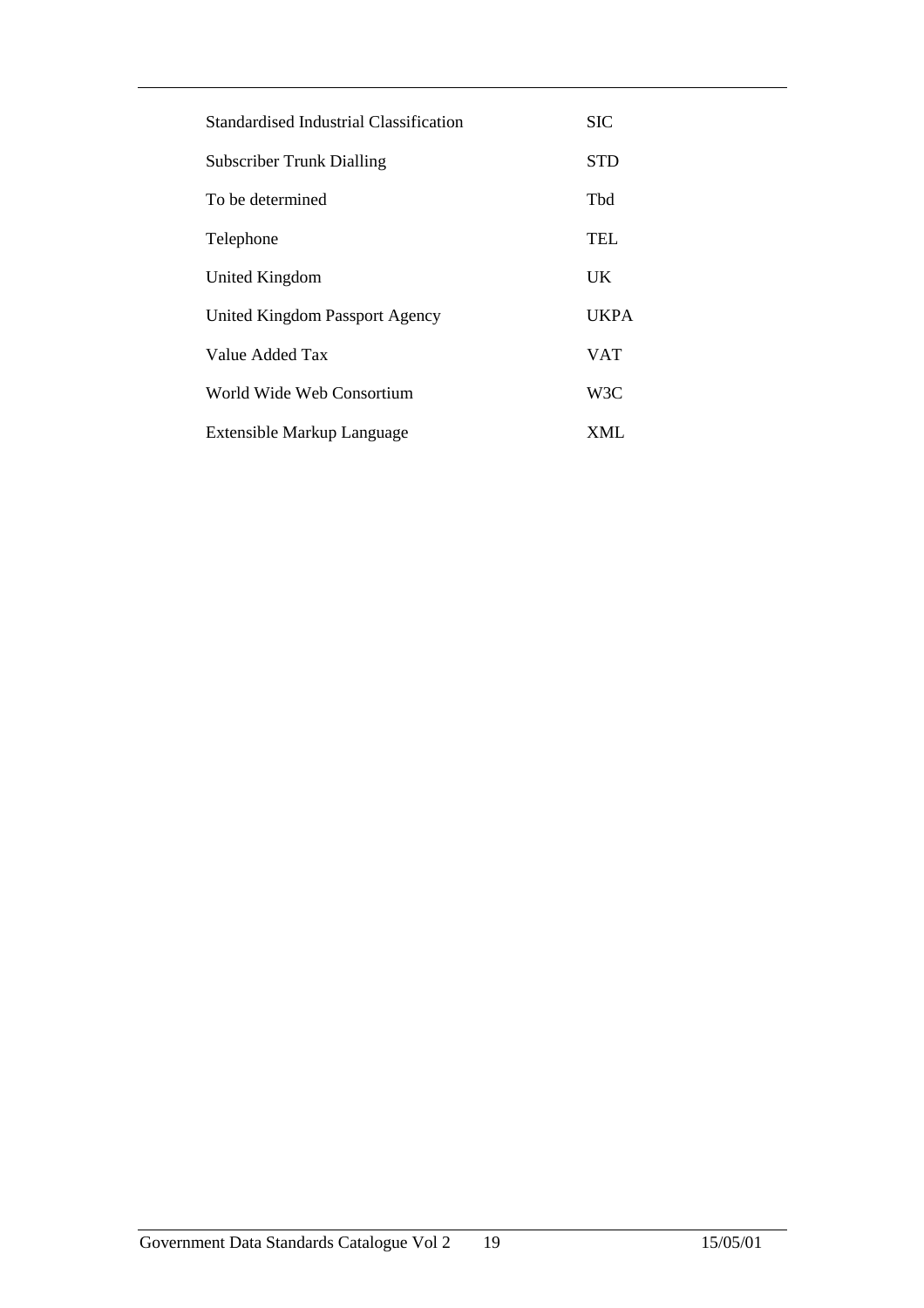| | |
|---|---|
| Standardised Industrial Classification | SIC |
| Subscriber Trunk Dialling | STD |
| To be determined | Tbd |
| Telephone | TEL |
| United Kingdom | UK |
| United Kingdom Passport Agency | UKPA |
| Value Added Tax | VAT |
| World Wide Web Consortium | W3C |
| Extensible Markup Language | XML |